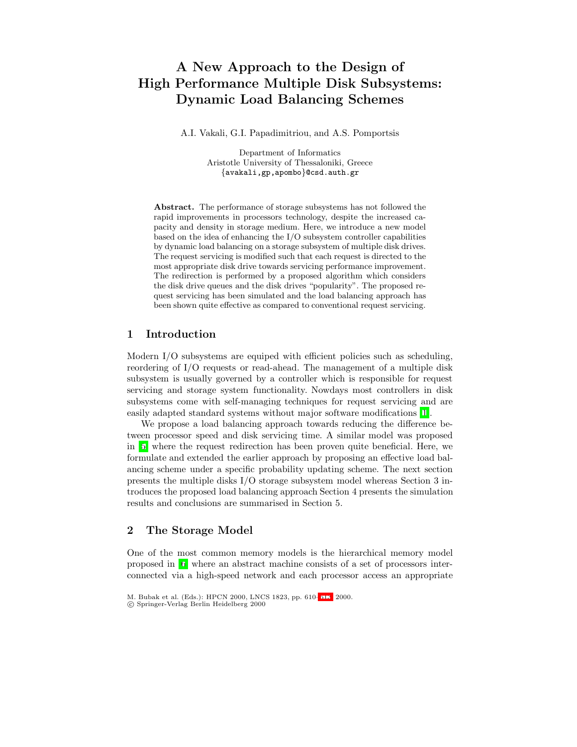# A New Approach to the Design of High Performance Multiple Disk Subsystems: Dynamic Load Balancing Schemes

A.I. Vakali, G.I. Papadimitriou, and A.S. Pomportsis

Department of Informatics
Aristotle University of Thessaloniki, Greece
{avakali,gp,apombo}@csd.auth.gr

**Abstract.** The performance of storage subsystems has not followed the rapid improvements in processors technology, despite the increased capacity and density in storage medium. Here, we introduce a new model based on the idea of enhancing the I/O subsystem controller capabilities by dynamic load balancing on a storage subsystem of multiple disk drives. The request servicing is modified such that each request is directed to the most appropriate disk drive towards servicing performance improvement. The redirection is performed by a proposed algorithm which considers the disk drive queues and the disk drives "popularity". The proposed request servicing has been simulated and the load balancing approach has been shown quite effective as compared to conventional request servicing.

## 1 Introduction

Modern I/O subsystems are equiped with efficient policies such as scheduling, reordering of I/O requests or read-ahead. The management of a multiple disk subsystem is usually governed by a controller which is responsible for request servicing and storage system functionality. Nowdays most controllers in disk subsystems come with self-managing techniques for request servicing and are easily adapted standard systems without major software modifications [1].

We propose a load balancing approach towards reducing the difference between processor speed and disk servicing time. A similar model was proposed in [5] where the request redirection has been proven quite beneficial. Here, we formulate and extended the earlier approach by proposing an effective load balancing scheme under a specific probability updating scheme. The next section presents the multiple disks I/O storage subsystem model whereas Section 3 introduces the proposed load balancing approach Section 4 presents the simulation results and conclusions are summarised in Section 5.

## 2 The Storage Model

One of the most common memory models is the hierarchical memory model proposed in [6] where an abstract machine consists of a set of processors interconnected via a high-speed network and each processor access an appropriate

M. Bubak et al. (Eds.): HPCN 2000, LNCS 1823, pp. 610–613, 2000.
© Springer-Verlag Berlin Heidelberg 2000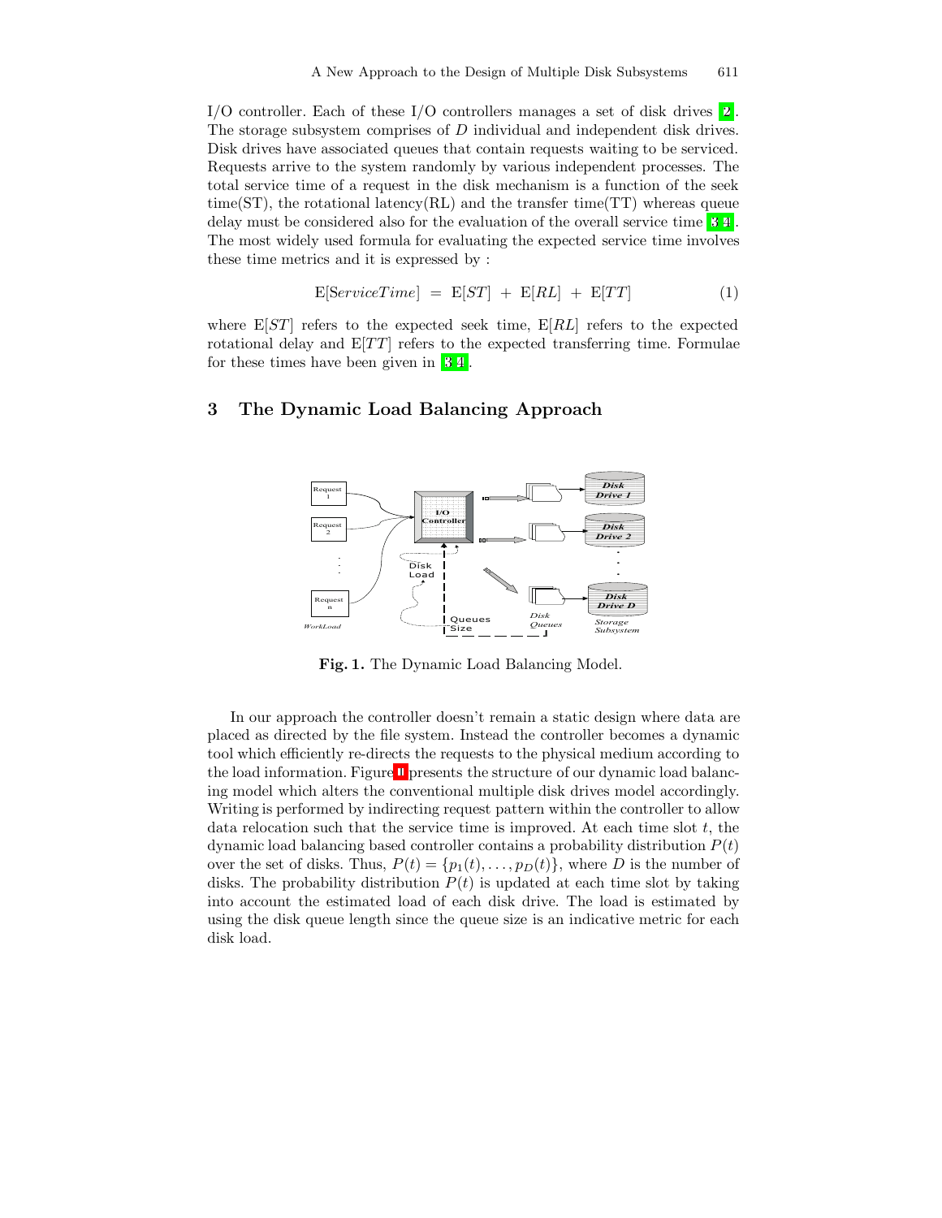I/O controller. Each of these I/O controllers manages a set of disk drives [2]. The storage subsystem comprises of $D$ individual and independent disk drives. Disk drives have associated queues that contain requests waiting to be serviced. Requests arrive to the system randomly by various independent processes. The total service time of a request in the disk mechanism is a function of the seek time(ST), the rotational latency(RL) and the transfer time(TT) whereas queue delay must be considered also for the evaluation of the overall service time [3,4]. The most widely used formula for evaluating the expected service time involves these time metrics and it is expressed by :

$$\mathrm{E}[ServiceTime] \;=\; \mathrm{E}[ST] \;+\; \mathrm{E}[RL] \;+\; \mathrm{E}[TT] \tag{1}$$

where $\mathrm{E}[ST]$ refers to the expected seek time, $\mathrm{E}[RL]$ refers to the expected rotational delay and $\mathrm{E}[TT]$ refers to the expected transferring time. Formulae for these times have been given in [3,4].

## 3 The Dynamic Load Balancing Approach

**Fig. 1.** The Dynamic Load Balancing Model.

In our approach the controller doesn't remain a static design where data are placed as directed by the file system. Instead the controller becomes a dynamic tool which efficiently re-directs the requests to the physical medium according to the load information. Figure 1 presents the structure of our dynamic load balancing model which alters the conventional multiple disk drives model accordingly. Writing is performed by indirecting request pattern within the controller to allow data relocation such that the service time is improved. At each time slot $t$, the dynamic load balancing based controller contains a probability distribution $P(t)$ over the set of disks. Thus, $P(t) = \{p_1(t), \ldots, p_D(t)\}$, where $D$ is the number of disks. The probability distribution $P(t)$ is updated at each time slot by taking into account the estimated load of each disk drive. The load is estimated by using the disk queue length since the queue size is an indicative metric for each disk load.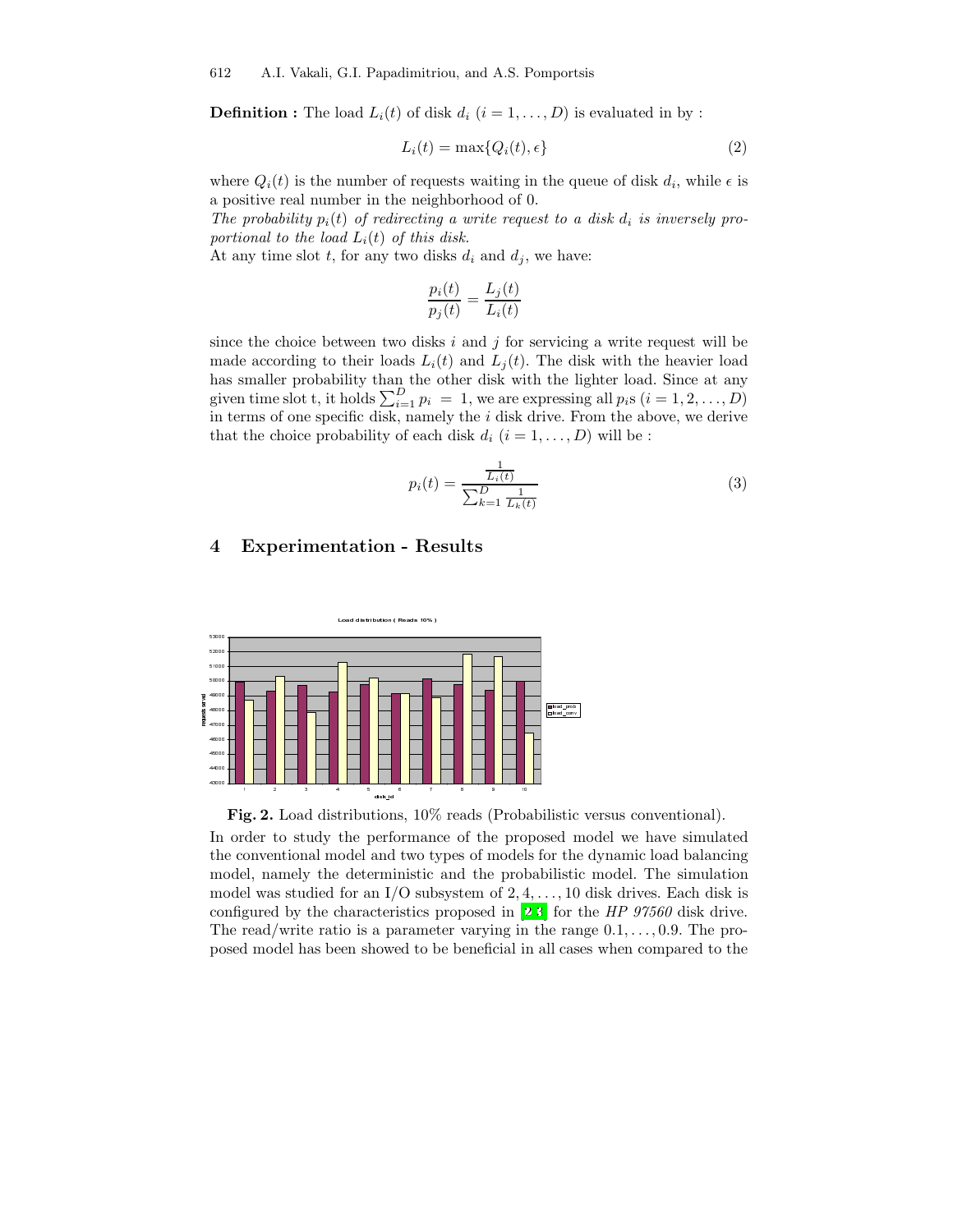**Definition :** The load $L_i(t)$ of disk $d_i$ $(i = 1, \ldots, D)$ is evaluated in by :

$$L_i(t) = \max\{Q_i(t), \epsilon\} \tag{2}$$

where $Q_i(t)$ is the number of requests waiting in the queue of disk $d_i$, while $\epsilon$ is a positive real number in the neighborhood of 0.

*The probability $p_i(t)$ of redirecting a write request to a disk $d_i$ is inversely proportional to the load $L_i(t)$ of this disk.*

At any time slot $t$, for any two disks $d_i$ and $d_j$, we have:

$$\frac{p_i(t)}{p_j(t)} = \frac{L_j(t)}{L_i(t)}$$

since the choice between two disks $i$ and $j$ for servicing a write request will be made according to their loads $L_i(t)$ and $L_j(t)$. The disk with the heavier load has smaller probability than the other disk with the lighter load. Since at any given time slot t, it holds $\sum_{i=1}^{D} p_i = 1$, we are expressing all $p_i$s $(i = 1, 2, \ldots, D)$ in terms of one specific disk, namely the $i$ disk drive. From the above, we derive that the choice probability of each disk $d_i$ $(i = 1, \ldots, D)$ will be :

$$p_i(t) = \frac{\frac{1}{L_i(t)}}{\sum_{k=1}^{D} \frac{1}{L_k(t)}} \tag{3}$$

## 4 Experimentation - Results

**Fig. 2.** Load distributions, 10% reads (Probabilistic versus conventional).

In order to study the performance of the proposed model we have simulated the conventional model and two types of models for the dynamic load balancing model, namely the deterministic and the probabilistic model. The simulation model was studied for an I/O subsystem of $2, 4, \ldots, 10$ disk drives. Each disk is configured by the characteristics proposed in [24] for the *HP 97560* disk drive. The read/write ratio is a parameter varying in the range $0.1, \ldots, 0.9$. The proposed model has been showed to be beneficial in all cases when compared to the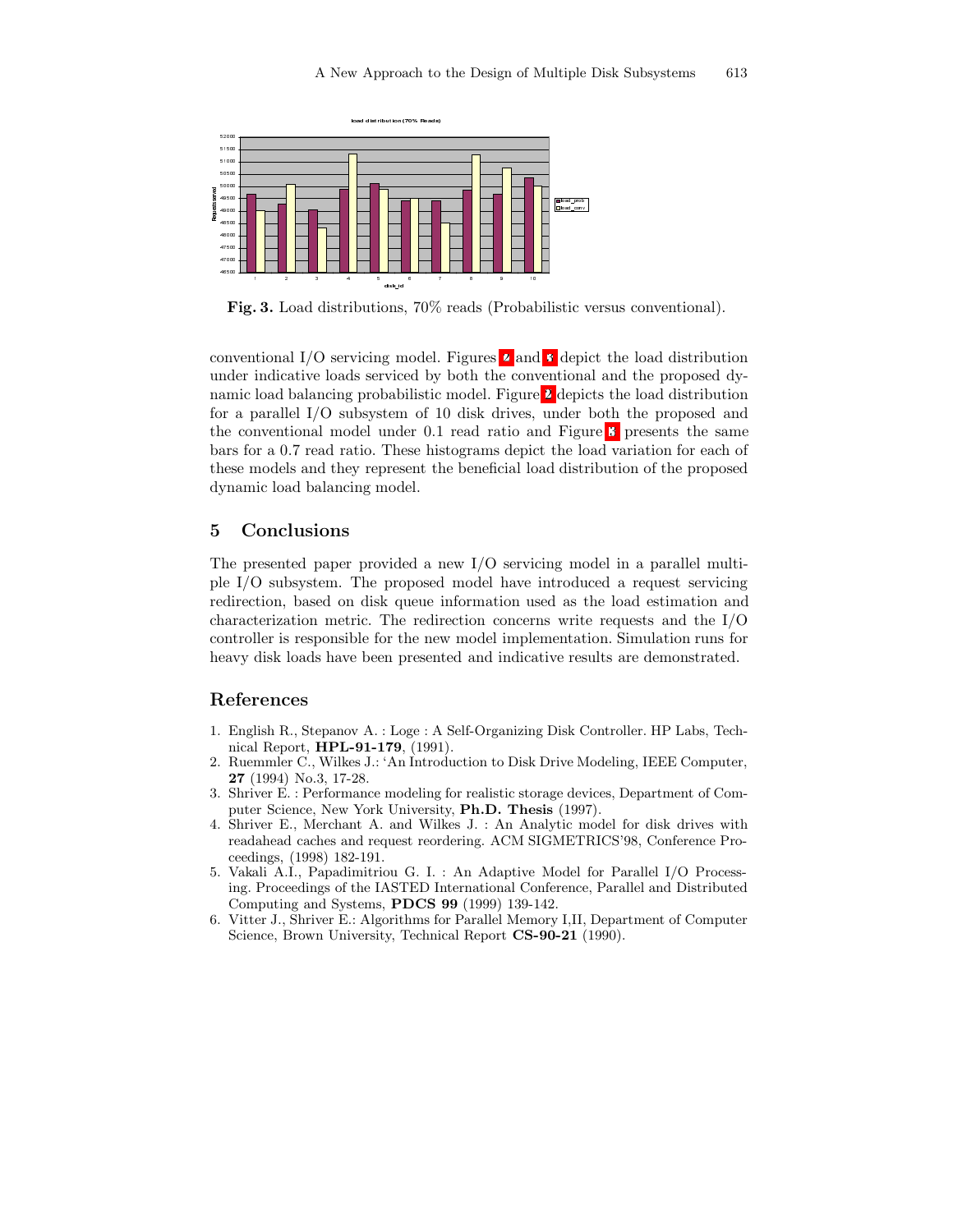load distribution (70% Reads)

52000
51500
51000
50500
50000
49500
49000
48500
48000
47500
47000
46500

Requests served

1 2 3 4 5 6 7 8 9 10

disk_id

load_prob
load_conv

**Fig. 3.** Load distributions, 70% reads (Probabilistic versus conventional).

conventional I/O servicing model. Figures 2 and 3 depict the load distribution under indicative loads serviced by both the conventional and the proposed dynamic load balancing probabilistic model. Figure 2 depicts the load distribution for a parallel I/O subsystem of 10 disk drives, under both the proposed and the conventional model under 0.1 read ratio and Figure 3 presents the same bars for a 0.7 read ratio. These histograms depict the load variation for each of these models and they represent the beneficial load distribution of the proposed dynamic load balancing model.

## 5 Conclusions

The presented paper provided a new I/O servicing model in a parallel multiple I/O subsystem. The proposed model have introduced a request servicing redirection, based on disk queue information used as the load estimation and characterization metric. The redirection concerns write requests and the I/O controller is responsible for the new model implementation. Simulation runs for heavy disk loads have been presented and indicative results are demonstrated.

## References

1. English R., Stepanov A. : Loge : A Self-Organizing Disk Controller. HP Labs, Technical Report, **HPL-91-179**, (1991).
2. Ruemmler C., Wilkes J.: 'An Introduction to Disk Drive Modeling, IEEE Computer, **27** (1994) No.3, 17-28.
3. Shriver E. : Performance modeling for realistic storage devices, Department of Computer Science, New York University, **Ph.D. Thesis** (1997).
4. Shriver E., Merchant A. and Wilkes J. : An Analytic model for disk drives with readahead caches and request reordering. ACM SIGMETRICS'98, Conference Proceedings, (1998) 182-191.
5. Vakali A.I., Papadimitriou G. I. : An Adaptive Model for Parallel I/O Processing. Proceedings of the IASTED International Conference, Parallel and Distributed Computing and Systems, **PDCS 99** (1999) 139-142.
6. Vitter J., Shriver E.: Algorithms for Parallel Memory I,II, Department of Computer Science, Brown University, Technical Report **CS-90-21** (1990).